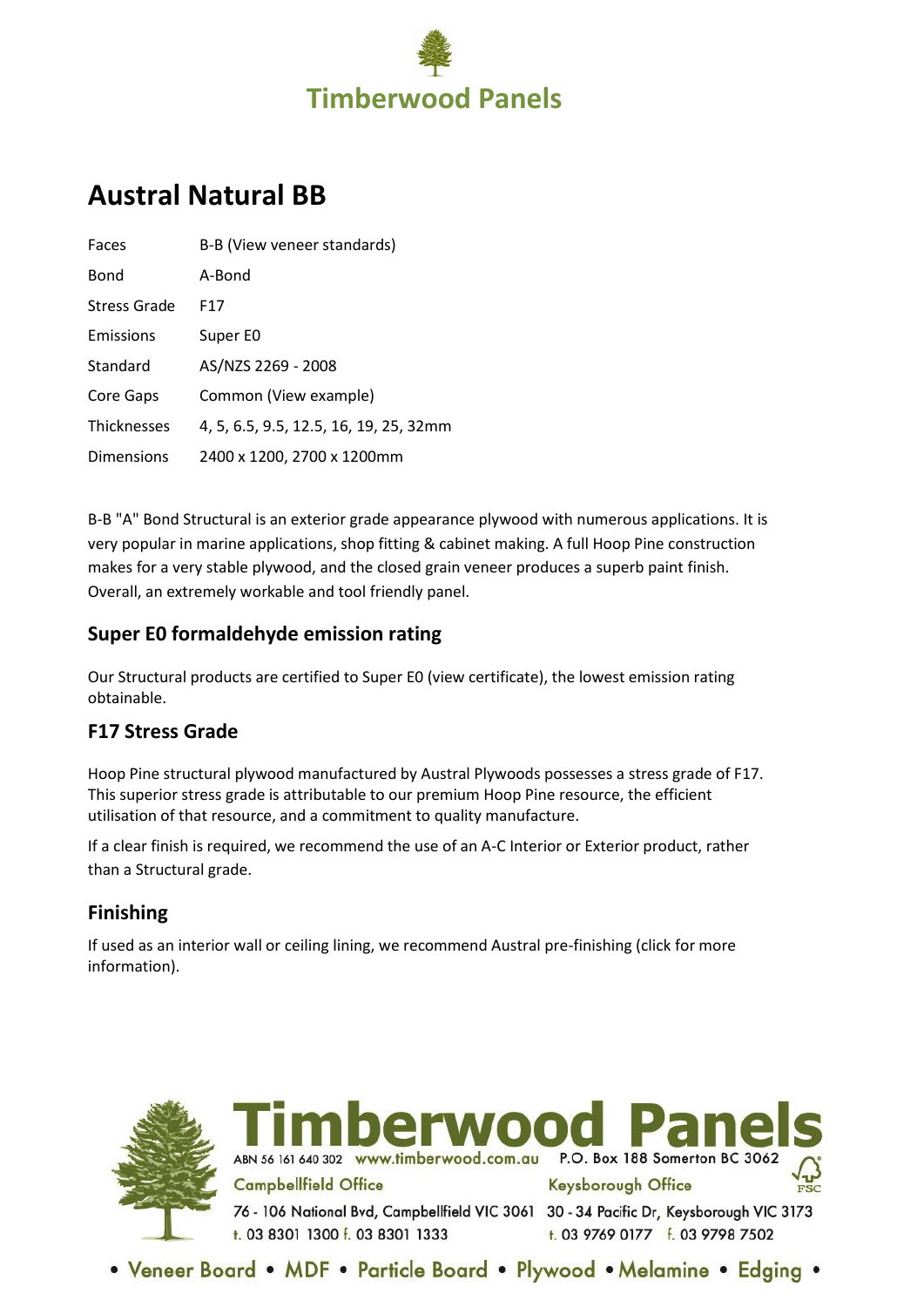Timberwood Panels

# Austral Natural BB

| | |
|---|---|
| Faces | B-B (View veneer standards) |
| Bond | A-Bond |
| Stress Grade | F17 |
| Emissions | Super E0 |
| Standard | AS/NZS 2269 - 2008 |
| Core Gaps | Common (View example) |
| Thicknesses | 4, 5, 6.5, 9.5, 12.5, 16, 19, 25, 32mm |
| Dimensions | 2400 x 1200, 2700 x 1200mm |

B-B "A" Bond Structural is an exterior grade appearance plywood with numerous applications. It is very popular in marine applications, shop fitting & cabinet making. A full Hoop Pine construction makes for a very stable plywood, and the closed grain veneer produces a superb paint finish. Overall, an extremely workable and tool friendly panel.

## Super E0 formaldehyde emission rating

Our Structural products are certified to Super E0 (view certificate), the lowest emission rating obtainable.

## F17 Stress Grade

Hoop Pine structural plywood manufactured by Austral Plywoods possesses a stress grade of F17. This superior stress grade is attributable to our premium Hoop Pine resource, the efficient utilisation of that resource, and a commitment to quality manufacture.

If a clear finish is required, we recommend the use of an A-C Interior or Exterior product, rather than a Structural grade.

## Finishing

If used as an interior wall or ceiling lining, we recommend Austral pre-finishing (click for more information).

Timberwood Panels

ABN 56 161 640 302 www.timberwood.com.au P.O. Box 188 Somerton BC 3062

Campbellfield Office
76 - 106 National Bvd, Campbellfield VIC 3061
t. 03 8301 1300 f. 03 8301 1333

Keysborough Office
30 - 34 Pacific Dr, Keysborough VIC 3173
t. 03 9769 0177 f. 03 9798 7502

• Veneer Board • MDF • Particle Board • Plywood • Melamine • Edging •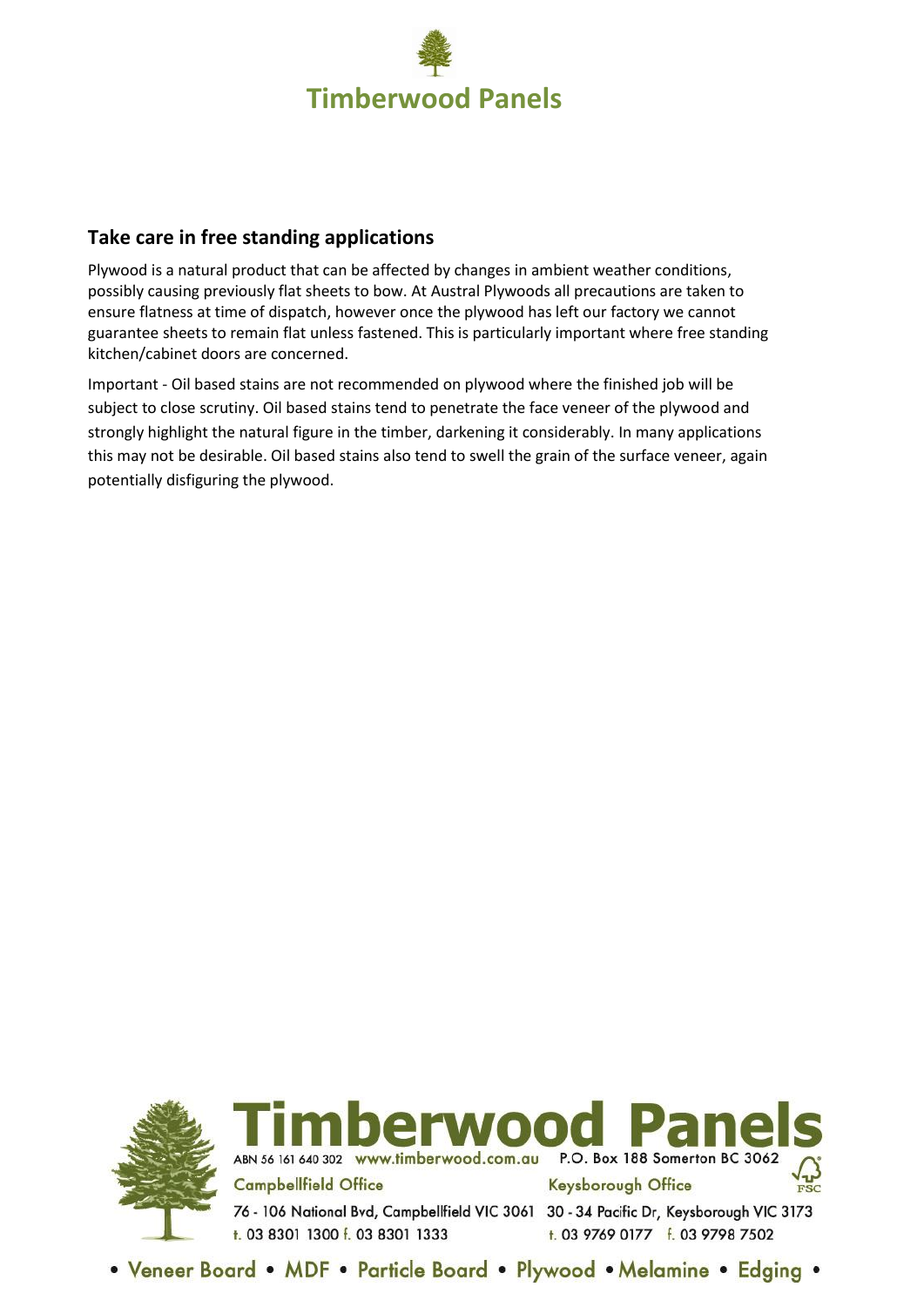## Take care in free standing applications

Plywood is a natural product that can be affected by changes in ambient weather conditions, possibly causing previously flat sheets to bow. At Austral Plywoods all precautions are taken to ensure flatness at time of dispatch, however once the plywood has left our factory we cannot guarantee sheets to remain flat unless fastened. This is particularly important where free standing kitchen/cabinet doors are concerned.

Important - Oil based stains are not recommended on plywood where the finished job will be subject to close scrutiny. Oil based stains tend to penetrate the face veneer of the plywood and strongly highlight the natural figure in the timber, darkening it considerably. In many applications this may not be desirable. Oil based stains also tend to swell the grain of the surface veneer, again potentially disfiguring the plywood.